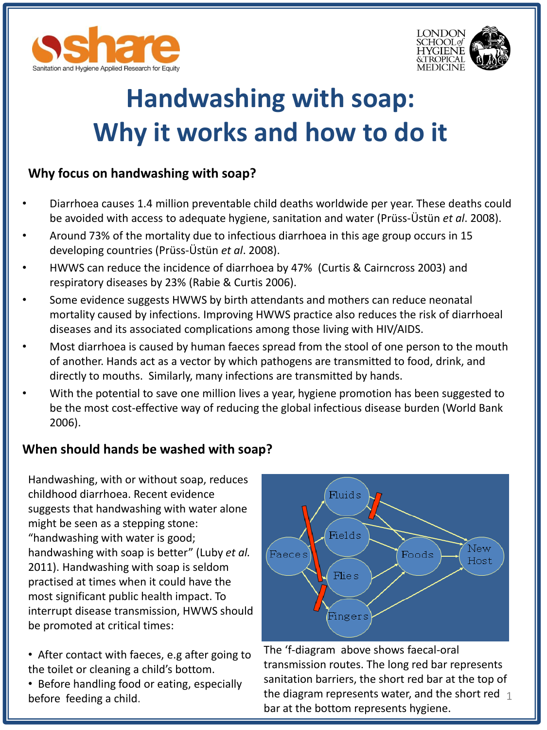share
Sanitation and Hygiene Applied Research for Equity

LONDON SCHOOL of HYGIENE &TROPICAL MEDICINE

# Handwashing with soap: Why it works and how to do it

## Why focus on handwashing with soap?

- Diarrhoea causes 1.4 million preventable child deaths worldwide per year. These deaths could be avoided with access to adequate hygiene, sanitation and water (Prüss-Üstün *et al*. 2008).
- Around 73% of the mortality due to infectious diarrhoea in this age group occurs in 15 developing countries (Prüss-Üstün *et al*. 2008).
- HWWS can reduce the incidence of diarrhoea by 47% (Curtis & Cairncross 2003) and respiratory diseases by 23% (Rabie & Curtis 2006).
- Some evidence suggests HWWS by birth attendants and mothers can reduce neonatal mortality caused by infections. Improving HWWS practice also reduces the risk of diarrhoeal diseases and its associated complications among those living with HIV/AIDS.
- Most diarrhoea is caused by human faeces spread from the stool of one person to the mouth of another. Hands act as a vector by which pathogens are transmitted to food, drink, and directly to mouths. Similarly, many infections are transmitted by hands.
- With the potential to save one million lives a year, hygiene promotion has been suggested to be the most cost-effective way of reducing the global infectious disease burden (World Bank 2006).

## When should hands be washed with soap?

Handwashing, with or without soap, reduces childhood diarrhoea. Recent evidence suggests that handwashing with water alone might be seen as a stepping stone: "handwashing with water is good; handwashing with soap is better" (Luby *et al.* 2011). Handwashing with soap is seldom practised at times when it could have the most significant public health impact. To interrupt disease transmission, HWWS should be promoted at critical times:

- After contact with faeces, e.g after going to the toilet or cleaning a child's bottom.
- Before handling food or eating, especially before feeding a child.

Fluids, Fields, Faeces, Flies, Fingers, Foods, New Host

The 'f-diagram above shows faecal-oral transmission routes. The long red bar represents sanitation barriers, the short red bar at the top of the diagram represents water, and the short red bar at the bottom represents hygiene.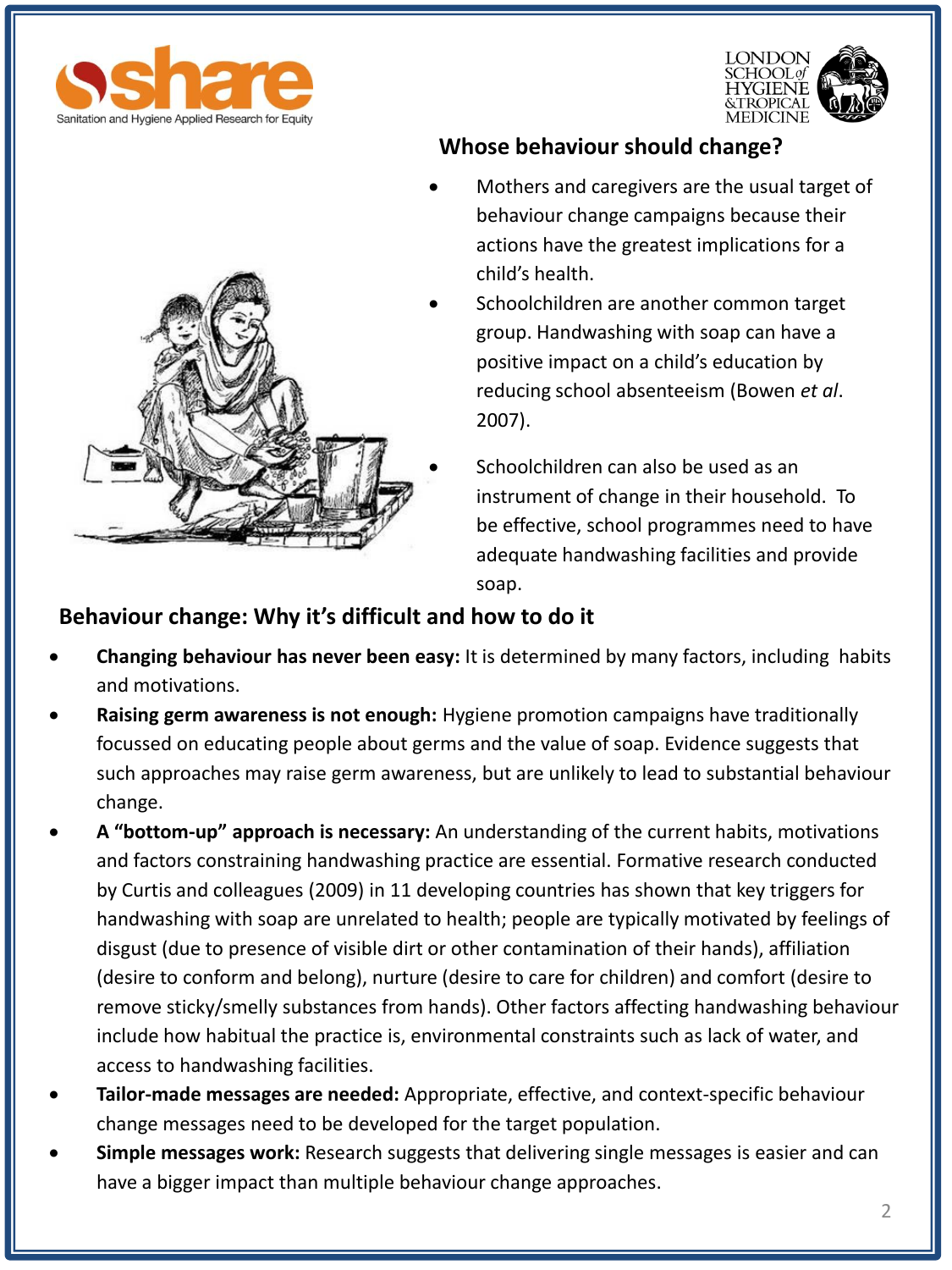## Whose behaviour should change?

- Mothers and caregivers are the usual target of behaviour change campaigns because their actions have the greatest implications for a child's health.
- Schoolchildren are another common target group. Handwashing with soap can have a positive impact on a child's education by reducing school absenteeism (Bowen *et al*. 2007).
- Schoolchildren can also be used as an instrument of change in their household. To be effective, school programmes need to have adequate handwashing facilities and provide soap.

## Behaviour change: Why it's difficult and how to do it

- **Changing behaviour has never been easy:** It is determined by many factors, including habits and motivations.
- **Raising germ awareness is not enough:** Hygiene promotion campaigns have traditionally focussed on educating people about germs and the value of soap. Evidence suggests that such approaches may raise germ awareness, but are unlikely to lead to substantial behaviour change.
- **A "bottom-up" approach is necessary:** An understanding of the current habits, motivations and factors constraining handwashing practice are essential. Formative research conducted by Curtis and colleagues (2009) in 11 developing countries has shown that key triggers for handwashing with soap are unrelated to health; people are typically motivated by feelings of disgust (due to presence of visible dirt or other contamination of their hands), affiliation (desire to conform and belong), nurture (desire to care for children) and comfort (desire to remove sticky/smelly substances from hands). Other factors affecting handwashing behaviour include how habitual the practice is, environmental constraints such as lack of water, and access to handwashing facilities.
- **Tailor-made messages are needed:** Appropriate, effective, and context-specific behaviour change messages need to be developed for the target population.
- **Simple messages work:** Research suggests that delivering single messages is easier and can have a bigger impact than multiple behaviour change approaches.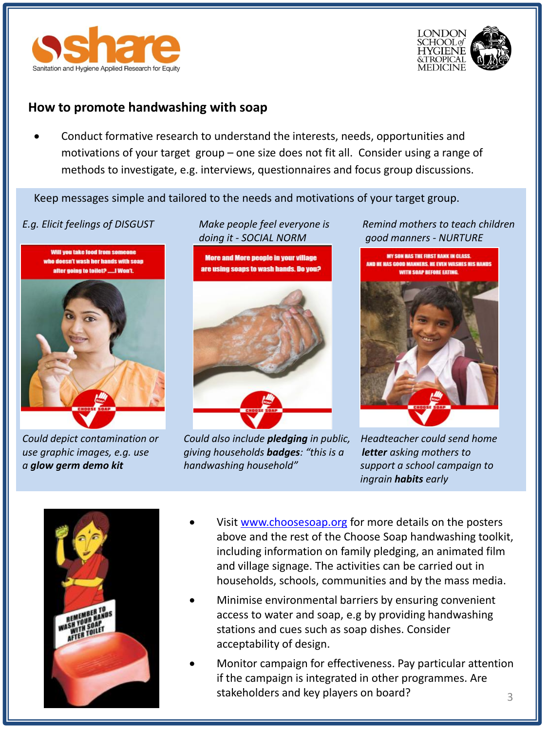## How to promote handwashing with soap

- Conduct formative research to understand the interests, needs, opportunities and motivations of your target group – one size does not fit all. Consider using a range of methods to investigate, e.g. interviews, questionnaires and focus group discussions.

Keep messages simple and tailored to the needs and motivations of your target group.

*E.g. Elicit feelings of DISGUST*

*Could depict contamination or use graphic images, e.g. use a **glow germ demo kit***

*Make people feel everyone is doing it - SOCIAL NORM*

*Could also include **pledging** in public, giving households **badges**: "this is a handwashing household"*

*Remind mothers to teach children good manners - NURTURE*

*Headteacher could send home **letter** asking mothers to support a school campaign to ingrain **habits** early*

- Visit www.choosesoap.org for more details on the posters above and the rest of the Choose Soap handwashing toolkit, including information on family pledging, an animated film and village signage. The activities can be carried out in households, schools, communities and by the mass media.
- Minimise environmental barriers by ensuring convenient access to water and soap, e.g by providing handwashing stations and cues such as soap dishes. Consider acceptability of design.
- Monitor campaign for effectiveness. Pay particular attention if the campaign is integrated in other programmes. Are stakeholders and key players on board?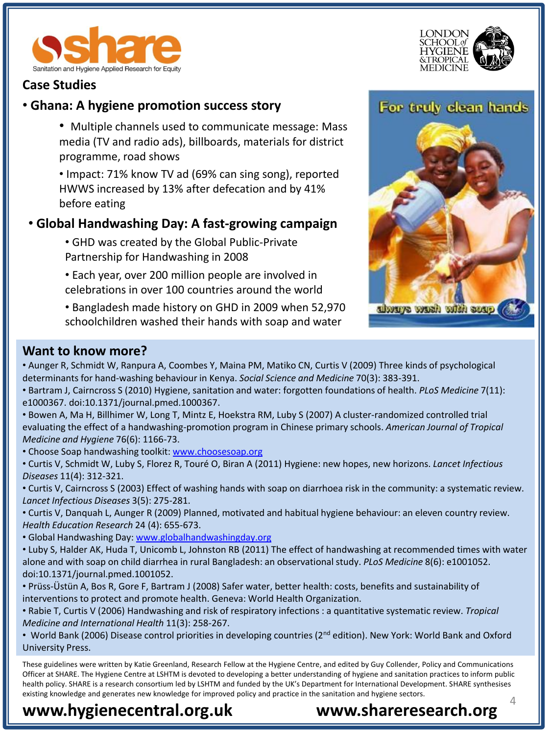## Case Studies

### Ghana: A hygiene promotion success story

- Multiple channels used to communicate message: Mass media (TV and radio ads), billboards, materials for district programme, road shows
- Impact: 71% know TV ad (69% can sing song), reported HWWS increased by 13% after defecation and by 41% before eating

### Global Handwashing Day: A fast-growing campaign

- GHD was created by the Global Public-Private Partnership for Handwashing in 2008
- Each year, over 200 million people are involved in celebrations in over 100 countries around the world
- Bangladesh made history on GHD in 2009 when 52,970 schoolchildren washed their hands with soap and water

## Want to know more?

- Aunger R, Schmidt W, Ranpura A, Coombes Y, Maina PM, Matiko CN, Curtis V (2009) Three kinds of psychological determinants for hand-washing behaviour in Kenya. *Social Science and Medicine* 70(3): 383-391.
- Bartram J, Cairncross S (2010) Hygiene, sanitation and water: forgotten foundations of health. *PLoS Medicine* 7(11): e1000367. doi:10.1371/journal.pmed.1000367.
- Bowen A, Ma H, Billhimer W, Long T, Mintz E, Hoekstra RM, Luby S (2007) A cluster-randomized controlled trial evaluating the effect of a handwashing-promotion program in Chinese primary schools. *American Journal of Tropical Medicine and Hygiene* 76(6): 1166-73.
- Choose Soap handwashing toolkit: www.choosesoap.org
- Curtis V, Schmidt W, Luby S, Florez R, Touré O, Biran A (2011) Hygiene: new hopes, new horizons. *Lancet Infectious Diseases* 11(4): 312-321.
- Curtis V, Cairncross S (2003) Effect of washing hands with soap on diarrhoea risk in the community: a systematic review. *Lancet Infectious Diseases* 3(5): 275-281.
- Curtis V, Danquah L, Aunger R (2009) Planned, motivated and habitual hygiene behaviour: an eleven country review. *Health Education Research* 24 (4): 655-673.
- Global Handwashing Day: www.globalhandwashingday.org
- Luby S, Halder AK, Huda T, Unicomb L, Johnston RB (2011) The effect of handwashing at recommended times with water alone and with soap on child diarrhea in rural Bangladesh: an observational study. *PLoS Medicine* 8(6): e1001052. doi:10.1371/journal.pmed.1001052.
- Prüss-Üstün A, Bos R, Gore F, Bartram J (2008) Safer water, better health: costs, benefits and sustainability of interventions to protect and promote health. Geneva: World Health Organization.
- Rabie T, Curtis V (2006) Handwashing and risk of respiratory infections : a quantitative systematic review. *Tropical Medicine and International Health* 11(3): 258-267.
- World Bank (2006) Disease control priorities in developing countries (2nd edition). New York: World Bank and Oxford University Press.

These guidelines were written by Katie Greenland, Research Fellow at the Hygiene Centre, and edited by Guy Collender, Policy and Communications Officer at SHARE. The Hygiene Centre at LSHTM is devoted to developing a better understanding of hygiene and sanitation practices to inform public health policy. SHARE is a research consortium led by LSHTM and funded by the UK's Department for International Development. SHARE synthesises existing knowledge and generates new knowledge for improved policy and practice in the sanitation and hygiene sectors.

**www.hygienecentral.org.uk** **www.shareresearch.org**